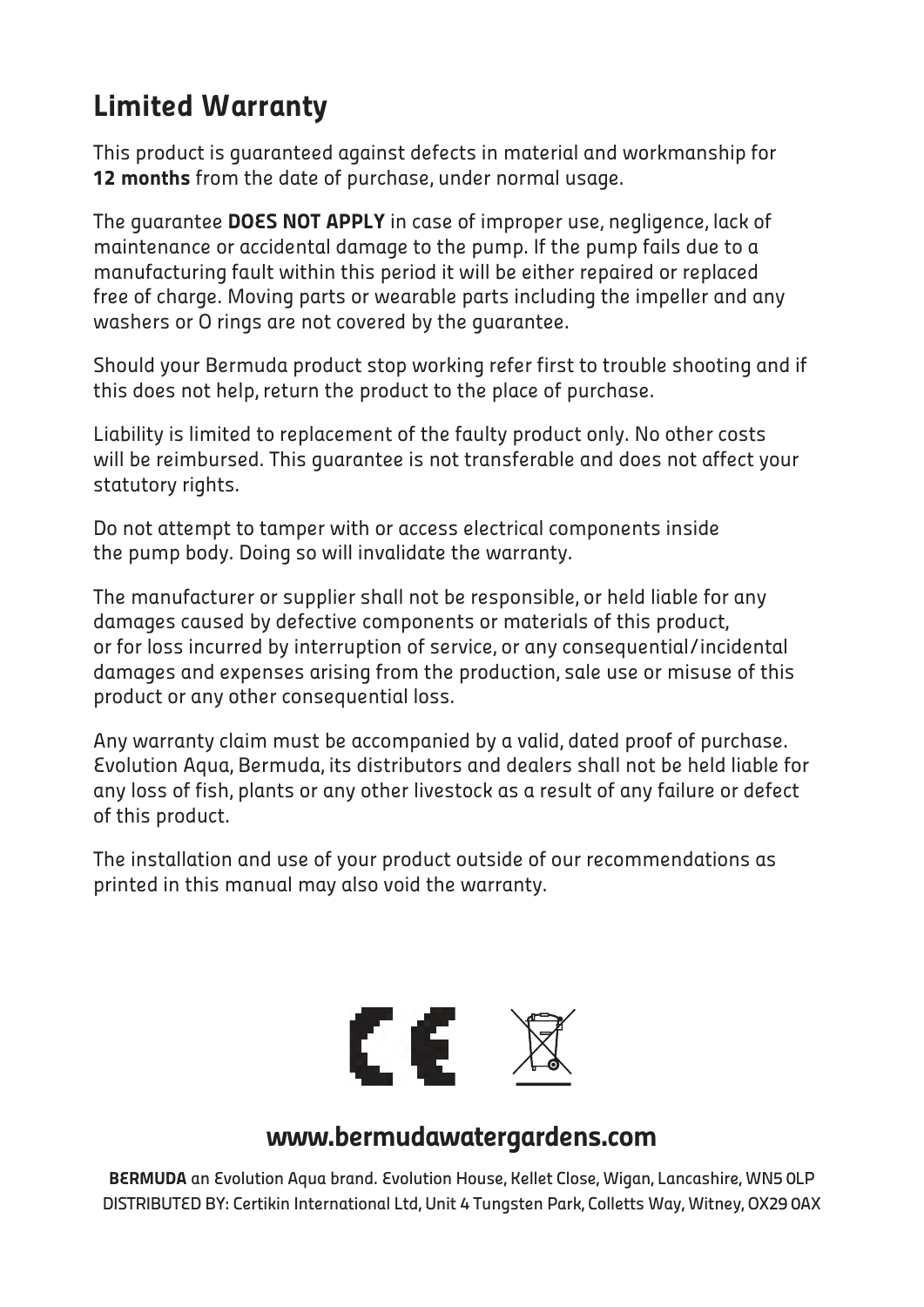# Limited Warranty

This product is guaranteed against defects in material and workmanship for **12 months** from the date of purchase, under normal usage.

The guarantee **DOES NOT APPLY** in case of improper use, negligence, lack of maintenance or accidental damage to the pump. If the pump fails due to a manufacturing fault within this period it will be either repaired or replaced free of charge. Moving parts or wearable parts including the impeller and any washers or O rings are not covered by the guarantee.

Should your Bermuda product stop working refer first to trouble shooting and if this does not help, return the product to the place of purchase.

Liability is limited to replacement of the faulty product only. No other costs will be reimbursed. This guarantee is not transferable and does not affect your statutory rights.

Do not attempt to tamper with or access electrical components inside the pump body. Doing so will invalidate the warranty.

The manufacturer or supplier shall not be responsible, or held liable for any damages caused by defective components or materials of this product, or for loss incurred by interruption of service, or any consequential/incidental damages and expenses arising from the production, sale use or misuse of this product or any other consequential loss.

Any warranty claim must be accompanied by a valid, dated proof of purchase. Evolution Aqua, Bermuda, its distributors and dealers shall not be held liable for any loss of fish, plants or any other livestock as a result of any failure or defect of this product.

The installation and use of your product outside of our recommendations as printed in this manual may also void the warranty.

**www.bermudawatergardens.com**

**BERMUDA** an Evolution Aqua brand. Evolution House, Kellet Close, Wigan, Lancashire, WN5 0LP
DISTRIBUTED BY: Certikin International Ltd, Unit 4 Tungsten Park, Colletts Way, Witney, OX29 0AX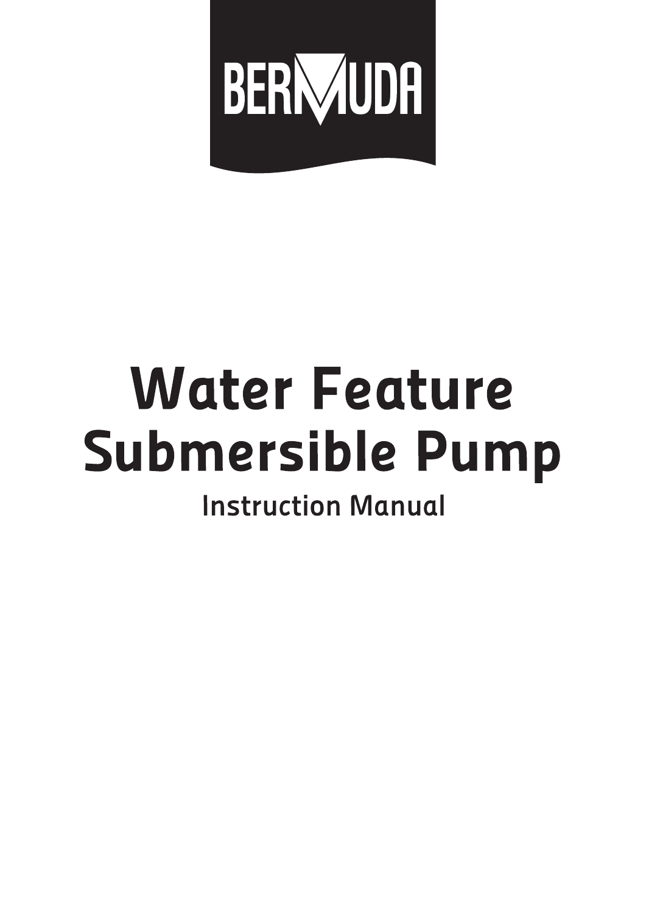BERMUDA

# Water Feature Submersible Pump

## Instruction Manual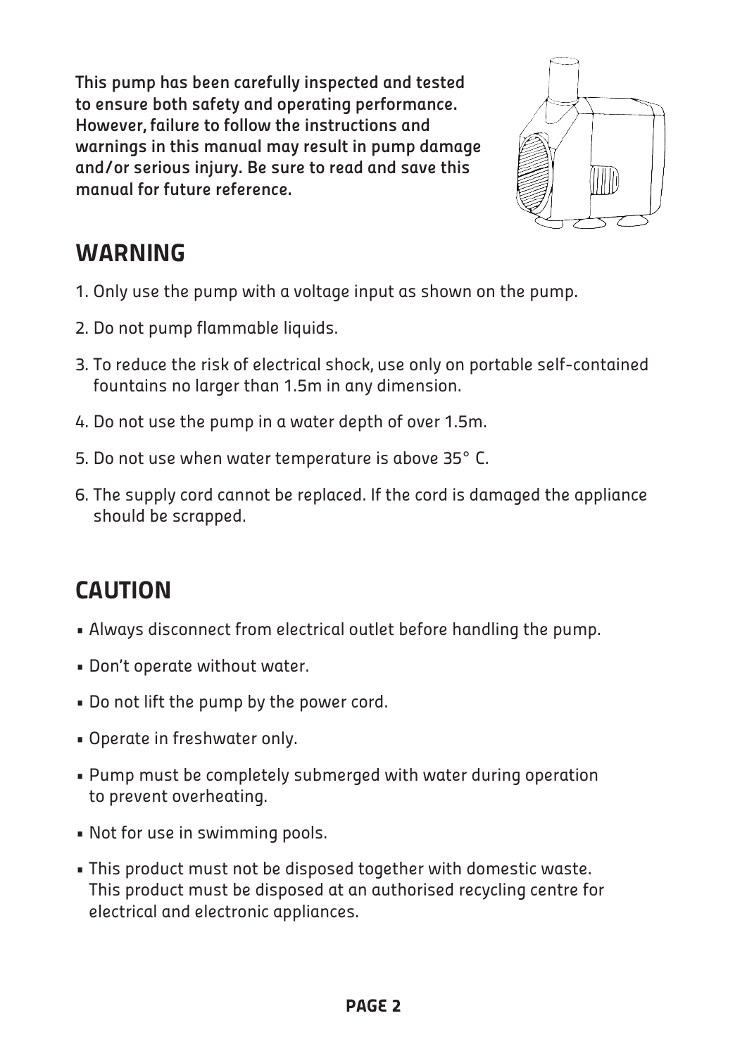**This pump has been carefully inspected and tested to ensure both safety and operating performance. However, failure to follow the instructions and warnings in this manual may result in pump damage and/or serious injury. Be sure to read and save this manual for future reference.**

## WARNING

1. Only use the pump with a voltage input as shown on the pump.
2. Do not pump flammable liquids.
3. To reduce the risk of electrical shock, use only on portable self-contained fountains no larger than 1.5m in any dimension.
4. Do not use the pump in a water depth of over 1.5m.
5. Do not use when water temperature is above 35° C.
6. The supply cord cannot be replaced. If the cord is damaged the appliance should be scrapped.

## CAUTION

- Always disconnect from electrical outlet before handling the pump.
- Don't operate without water.
- Do not lift the pump by the power cord.
- Operate in freshwater only.
- Pump must be completely submerged with water during operation to prevent overheating.
- Not for use in swimming pools.
- This product must not be disposed together with domestic waste. This product must be disposed at an authorised recycling centre for electrical and electronic appliances.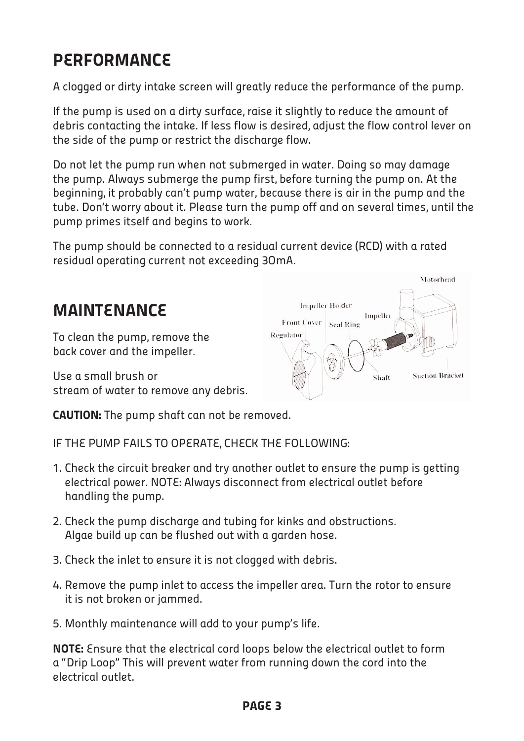## PERFORMANCE

A clogged or dirty intake screen will greatly reduce the performance of the pump.

If the pump is used on a dirty surface, raise it slightly to reduce the amount of debris contacting the intake. If less flow is desired, adjust the flow control lever on the side of the pump or restrict the discharge flow.

Do not let the pump run when not submerged in water. Doing so may damage the pump. Always submerge the pump first, before turning the pump on. At the beginning, it probably can't pump water, because there is air in the pump and the tube. Don't worry about it. Please turn the pump off and on several times, until the pump primes itself and begins to work.

The pump should be connected to a residual current device (RCD) with a rated residual operating current not exceeding 30mA.

## MAINTENANCE

To clean the pump, remove the back cover and the impeller.

Use a small brush or stream of water to remove any debris.

Motorhead
Impeller Holder
Impeller
Front Cover
Seal Ring
Regulator
Shaft
Suction Bracket

**CAUTION:** The pump shaft can not be removed.

IF THE PUMP FAILS TO OPERATE, CHECK THE FOLLOWING:

1. Check the circuit breaker and try another outlet to ensure the pump is getting electrical power. NOTE: Always disconnect from electrical outlet before handling the pump.
2. Check the pump discharge and tubing for kinks and obstructions. Algae build up can be flushed out with a garden hose.
3. Check the inlet to ensure it is not clogged with debris.
4. Remove the pump inlet to access the impeller area. Turn the rotor to ensure it is not broken or jammed.
5. Monthly maintenance will add to your pump's life.

**NOTE:** Ensure that the electrical cord loops below the electrical outlet to form a "Drip Loop" This will prevent water from running down the cord into the electrical outlet.